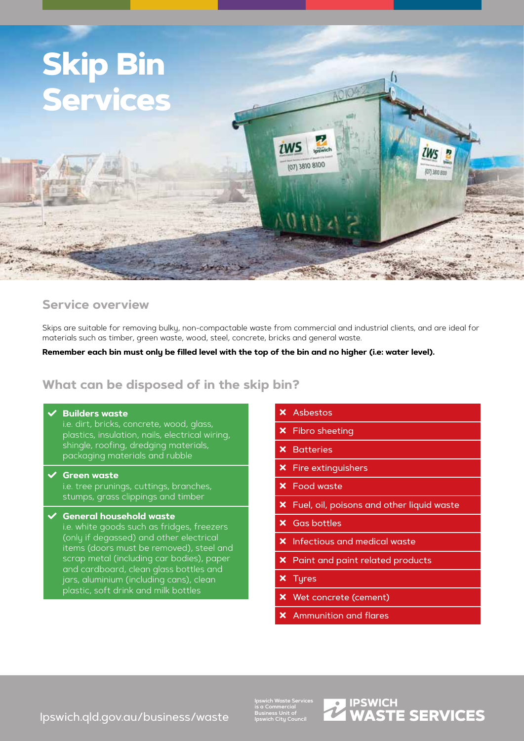# Skip Bin Services

## Service overview

Skips are suitable for removing bulky, non-compactable waste from commercial and industrial clients, and are ideal for materials such as timber, green waste, wood, steel, concrete, bricks and general waste.

**Remember each bin must only be filled level with the top of the bin and no higher (i.e: water level).**

## What can be disposed of in the skip bin?

- ✔ **Builders waste**
  i.e. dirt, bricks, concrete, wood, glass, plastics, insulation, nails, electrical wiring, shingle, roofing, dredging materials, packaging materials and rubble
- ✔ **Green waste**
  i.e. tree prunings, cuttings, branches, stumps, grass clippings and timber
- ✔ **General household waste**
  i.e. white goods such as fridges, freezers (only if degassed) and other electrical items (doors must be removed), steel and scrap metal (including car bodies), paper and cardboard, clean glass bottles and jars, aluminium (including cans), clean plastic, soft drink and milk bottles

- ✘ Asbestos
- ✘ Fibro sheeting
- ✘ Batteries
- ✘ Fire extinguishers
- ✘ Food waste
- ✘ Fuel, oil, poisons and other liquid waste
- ✘ Gas bottles
- ✘ Infectious and medical waste
- ✘ Paint and paint related products
- ✘ Tyres
- ✘ Wet concrete (cement)
- ✘ Ammunition and flares

Ipswich.qld.gov.au/business/waste

Ipswich Waste Services is a Commercial Business Unit of Ipswich City Council

IPSWICH WASTE SERVICES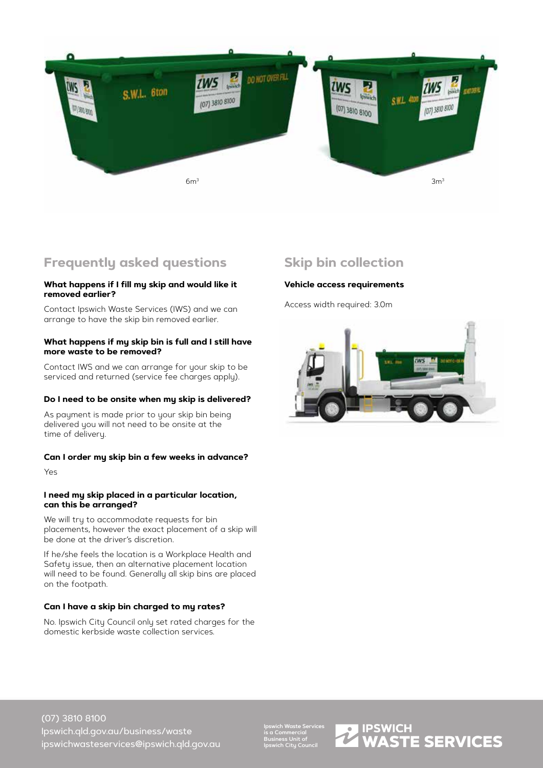6m$^3$

3m$^3$

## Frequently asked questions

**What happens if I fill my skip and would like it removed earlier?**

Contact Ipswich Waste Services (IWS) and we can arrange to have the skip bin removed earlier.

**What happens if my skip bin is full and I still have more waste to be removed?**

Contact IWS and we can arrange for your skip to be serviced and returned (service fee charges apply).

**Do I need to be onsite when my skip is delivered?**

As payment is made prior to your skip bin being delivered you will not need to be onsite at the time of delivery.

**Can I order my skip bin a few weeks in advance?**

Yes

**I need my skip placed in a particular location, can this be arranged?**

We will try to accommodate requests for bin placements, however the exact placement of a skip will be done at the driver's discretion.

If he/she feels the location is a Workplace Health and Safety issue, then an alternative placement location will need to be found. Generally all skip bins are placed on the footpath.

**Can I have a skip bin charged to my rates?**

No. Ipswich City Council only set rated charges for the domestic kerbside waste collection services.

## Skip bin collection

**Vehicle access requirements**

Access width required: 3.0m

(07) 3810 8100
Ipswich.qld.gov.au/business/waste
ipswichwasteservices@ipswich.qld.gov.au

Ipswich Waste Services is a Commercial Business Unit of Ipswich City Council

IPSWICH WASTE SERVICES